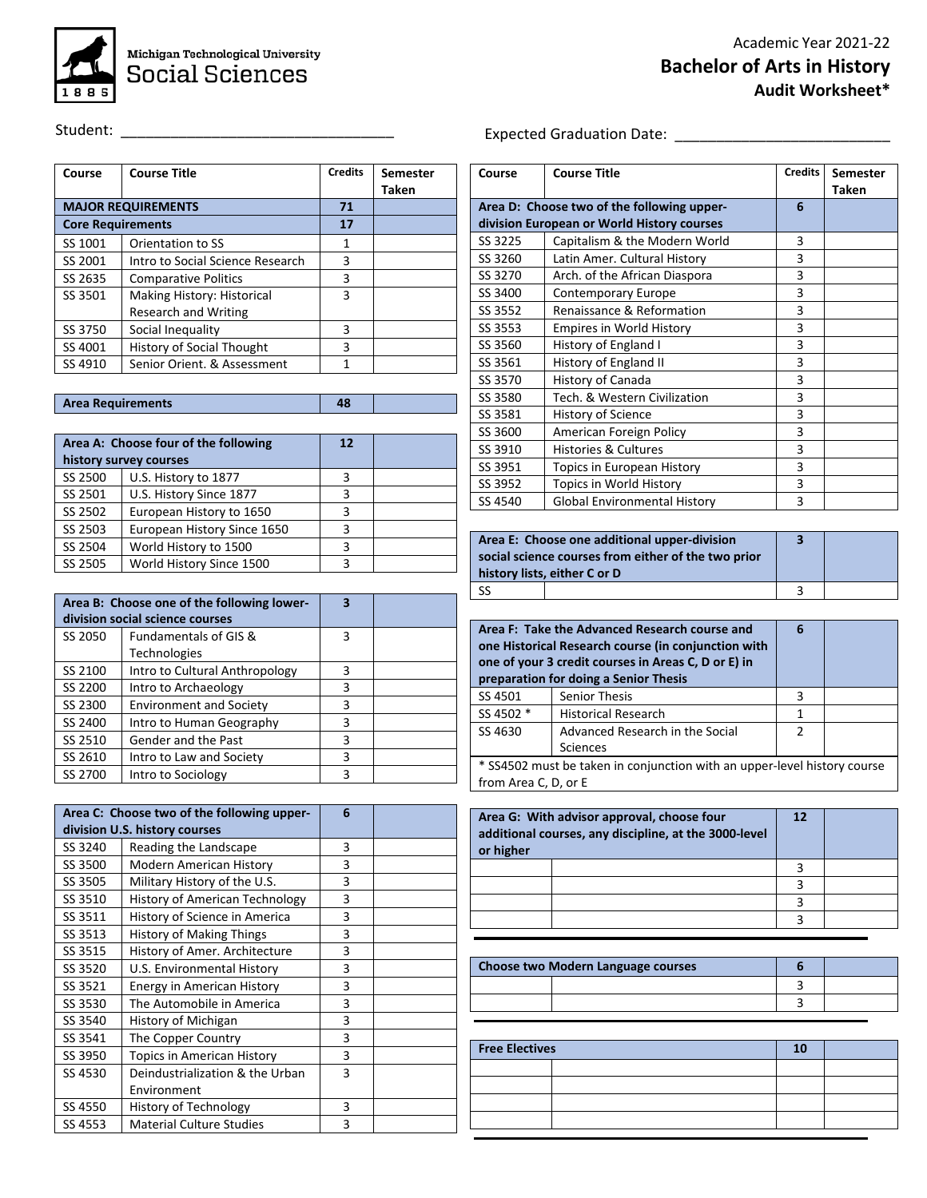Michigan Technological University
Social Sciences

Academic Year 2021-22

# Bachelor of Arts in History

## Audit Worksheet*

Student: ________________________________

Expected Graduation Date: ________________________

| Course | Course Title | Credits | Semester Taken |
|---|---|---|---|
| **MAJOR REQUIREMENTS** | | **71** | |
| **Core Requirements** | | **17** | |
| SS 1001 | Orientation to SS | 1 | |
| SS 2001 | Intro to Social Science Research | 3 | |
| SS 2635 | Comparative Politics | 3 | |
| SS 3501 | Making History: Historical Research and Writing | 3 | |
| SS 3750 | Social Inequality | 3 | |
| SS 4001 | History of Social Thought | 3 | |
| SS 4910 | Senior Orient. & Assessment | 1 | |

| **Area Requirements** | | **48** | |
|---|---|---|---|

| **Area A: Choose four of the following history survey courses** | | **12** | |
|---|---|---|---|
| SS 2500 | U.S. History to 1877 | 3 | |
| SS 2501 | U.S. History Since 1877 | 3 | |
| SS 2502 | European History to 1650 | 3 | |
| SS 2503 | European History Since 1650 | 3 | |
| SS 2504 | World History to 1500 | 3 | |
| SS 2505 | World History Since 1500 | 3 | |

| **Area B: Choose one of the following lower-division social science courses** | | **3** | |
|---|---|---|---|
| SS 2050 | Fundamentals of GIS & Technologies | 3 | |
| SS 2100 | Intro to Cultural Anthropology | 3 | |
| SS 2200 | Intro to Archaeology | 3 | |
| SS 2300 | Environment and Society | 3 | |
| SS 2400 | Intro to Human Geography | 3 | |
| SS 2510 | Gender and the Past | 3 | |
| SS 2610 | Intro to Law and Society | 3 | |
| SS 2700 | Intro to Sociology | 3 | |

| **Area C: Choose two of the following upper-division U.S. history courses** | | **6** | |
|---|---|---|---|
| SS 3240 | Reading the Landscape | 3 | |
| SS 3500 | Modern American History | 3 | |
| SS 3505 | Military History of the U.S. | 3 | |
| SS 3510 | History of American Technology | 3 | |
| SS 3511 | History of Science in America | 3 | |
| SS 3513 | History of Making Things | 3 | |
| SS 3515 | History of Amer. Architecture | 3 | |
| SS 3520 | U.S. Environmental History | 3 | |
| SS 3521 | Energy in American History | 3 | |
| SS 3530 | The Automobile in America | 3 | |
| SS 3540 | History of Michigan | 3 | |
| SS 3541 | The Copper Country | 3 | |
| SS 3950 | Topics in American History | 3 | |
| SS 4530 | Deindustrialization & the Urban Environment | 3 | |
| SS 4550 | History of Technology | 3 | |
| SS 4553 | Material Culture Studies | 3 | |

| Course | Course Title | Credits | Semester Taken |
|---|---|---|---|
| **Area D: Choose two of the following upper-division European or World History courses** | | **6** | |
| SS 3225 | Capitalism & the Modern World | 3 | |
| SS 3260 | Latin Amer. Cultural History | 3 | |
| SS 3270 | Arch. of the African Diaspora | 3 | |
| SS 3400 | Contemporary Europe | 3 | |
| SS 3552 | Renaissance & Reformation | 3 | |
| SS 3553 | Empires in World History | 3 | |
| SS 3560 | History of England I | 3 | |
| SS 3561 | History of England II | 3 | |
| SS 3570 | History of Canada | 3 | |
| SS 3580 | Tech. & Western Civilization | 3 | |
| SS 3581 | History of Science | 3 | |
| SS 3600 | American Foreign Policy | 3 | |
| SS 3910 | Histories & Cultures | 3 | |
| SS 3951 | Topics in European History | 3 | |
| SS 3952 | Topics in World History | 3 | |
| SS 4540 | Global Environmental History | 3 | |

| **Area E: Choose one additional upper-division social science courses from either of the two prior history lists, either C or D** | | **3** | |
|---|---|---|---|
| SS | | 3 | |

| **Area F: Take the Advanced Research course and one Historical Research course (in conjunction with one of your 3 credit courses in Areas C, D or E) in preparation for doing a Senior Thesis** | | **6** | |
|---|---|---|---|
| SS 4501 | Senior Thesis | 3 | |
| SS 4502 * | Historical Research | 1 | |
| SS 4630 | Advanced Research in the Social Sciences | 2 | |

* SS4502 must be taken in conjunction with an upper-level history course from Area C, D, or E

| **Area G: With advisor approval, choose four additional courses, any discipline, at the 3000-level or higher** | | **12** | |
|---|---|---|---|
| | | 3 | |
| | | 3 | |
| | | 3 | |
| | | 3 | |

| **Choose two Modern Language courses** | | **6** | |
|---|---|---|---|
| | | 3 | |
| | | 3 | |

| **Free Electives** | | **10** | |
|---|---|---|---|
| | | | |
| | | | |
| | | | |
| | | | |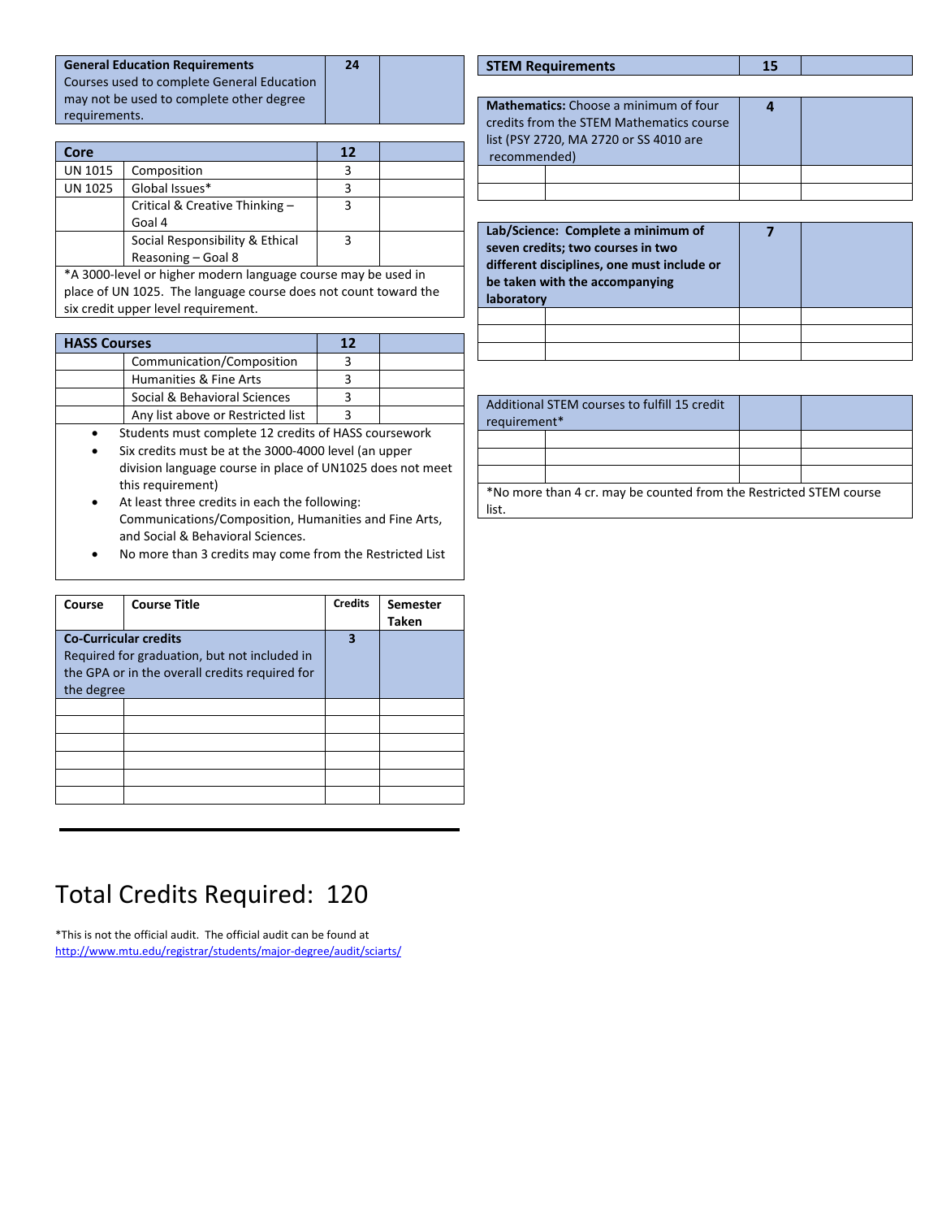| **General Education Requirements** Courses used to complete General Education may not be used to complete other degree requirements. | | **24** | |
|---|---|---|---|

| **Core** | | **12** | |
|---|---|---|---|
| UN 1015 | Composition | 3 | |
| UN 1025 | Global Issues* | 3 | |
| | Critical & Creative Thinking – Goal 4 | 3 | |
| | Social Responsibility & Ethical Reasoning – Goal 8 | 3 | |
| *A 3000-level or higher modern language course may be used in place of UN 1025. The language course does not count toward the six credit upper level requirement. | | | |

| **HASS Courses** | | **12** | |
|---|---|---|---|
| | Communication/Composition | 3 | |
| | Humanities & Fine Arts | 3 | |
| | Social & Behavioral Sciences | 3 | |
| | Any list above or Restricted list | 3 | |

- Students must complete 12 credits of HASS coursework
- Six credits must be at the 3000-4000 level (an upper division language course in place of UN1025 does not meet this requirement)
- At least three credits in each the following: Communications/Composition, Humanities and Fine Arts, and Social & Behavioral Sciences.
- No more than 3 credits may come from the Restricted List

| **Course** | **Course Title** | **Credits** | **Semester Taken** |
|---|---|---|---|
| **Co-Curricular credits** Required for graduation, but not included in the GPA or in the overall credits required for the degree | | **3** | |
| | | | |
| | | | |
| | | | |
| | | | |
| | | | |
| | | | |

| **STEM Requirements** | | **15** | |
|---|---|---|---|

| **Mathematics:** Choose a minimum of four credits from the STEM Mathematics course list (PSY 2720, MA 2720 or SS 4010 are recommended) | | **4** | |
|---|---|---|---|
| | | | |
| | | | |

| **Lab/Science: Complete a minimum of seven credits; two courses in two different disciplines, one must include or be taken with the accompanying laboratory** | | **7** | |
|---|---|---|---|
| | | | |
| | | | |
| | | | |

| Additional STEM courses to fulfill 15 credit requirement* | | | |
|---|---|---|---|
| | | | |
| | | | |
| | | | |
| *No more than 4 cr. may be counted from the Restricted STEM course list. | | | |

# Total Credits Required: 120

*This is not the official audit. The official audit can be found at http://www.mtu.edu/registrar/students/major-degree/audit/sciarts/